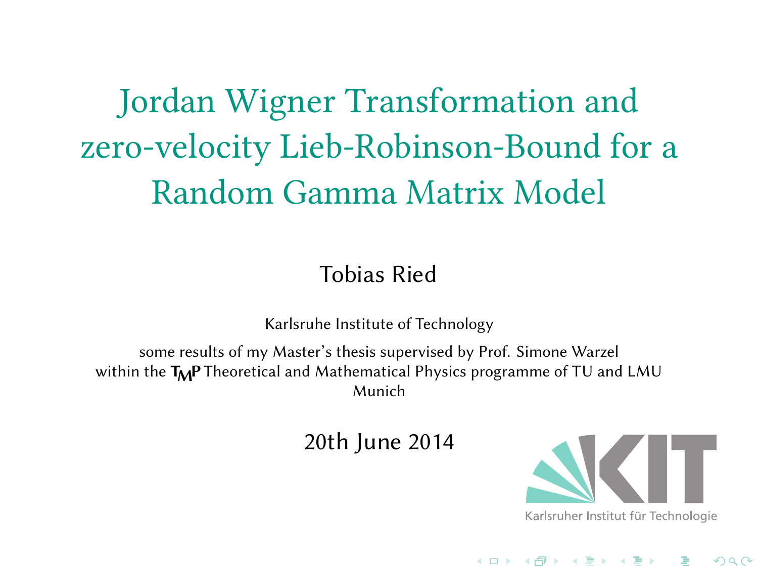# Jordan Wigner Transformation and zero-velocity Lieb-Robinson-Bound for a Random Gamma Matrix Model

Tobias Ried

Karlsruhe Institute of Technology

some results of my Master's thesis supervised by Prof. Simone Warzel within the TMP Theoretical and Mathematical Physics programme of TU and LMU Munich

20th June 2014

Karlsruher Institut für Technologie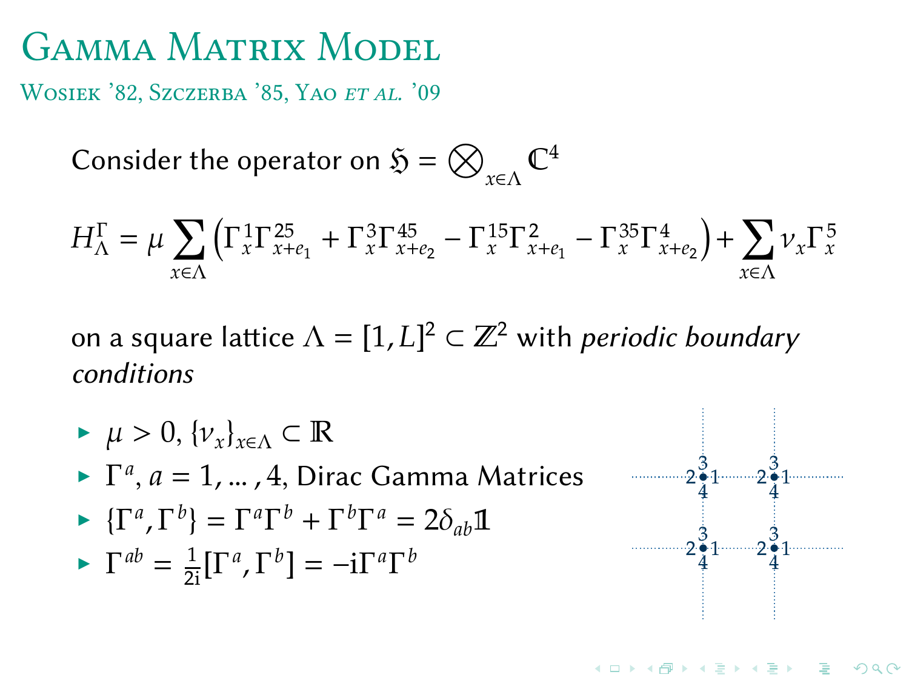# Gamma Matrix Model

Wosiek '82, Szczerba '85, Yao *et al.* '09

Consider the operator on $\mathfrak{H} = \bigotimes_{x \in \Lambda} \mathbb{C}^4$

$$H_\Lambda^\Gamma = \mu \sum_{x \in \Lambda} \left( \Gamma_x^1 \Gamma_{x+e_1}^{25} + \Gamma_x^3 \Gamma_{x+e_2}^{45} - \Gamma_x^{15} \Gamma_{x+e_1}^{2} - \Gamma_x^{35} \Gamma_{x+e_2}^{4} \right) + \sum_{x \in \Lambda} \nu_x \Gamma_x^5$$

on a square lattice $\Lambda = [1, L]^2 \subset \mathbb{Z}^2$ with *periodic boundary conditions*

- $\mu > 0$, $\{\nu_x\}_{x \in \Lambda} \subset \mathbb{R}$
- $\Gamma^a$, $a = 1, \dots, 4$, Dirac Gamma Matrices
- $\{\Gamma^a, \Gamma^b\} = \Gamma^a \Gamma^b + \Gamma^b \Gamma^a = 2\delta_{ab} \mathbb{1}$
- $\Gamma^{ab} = \frac{1}{2\mathrm{i}} [\Gamma^a, \Gamma^b] = -\mathrm{i} \Gamma^a \Gamma^b$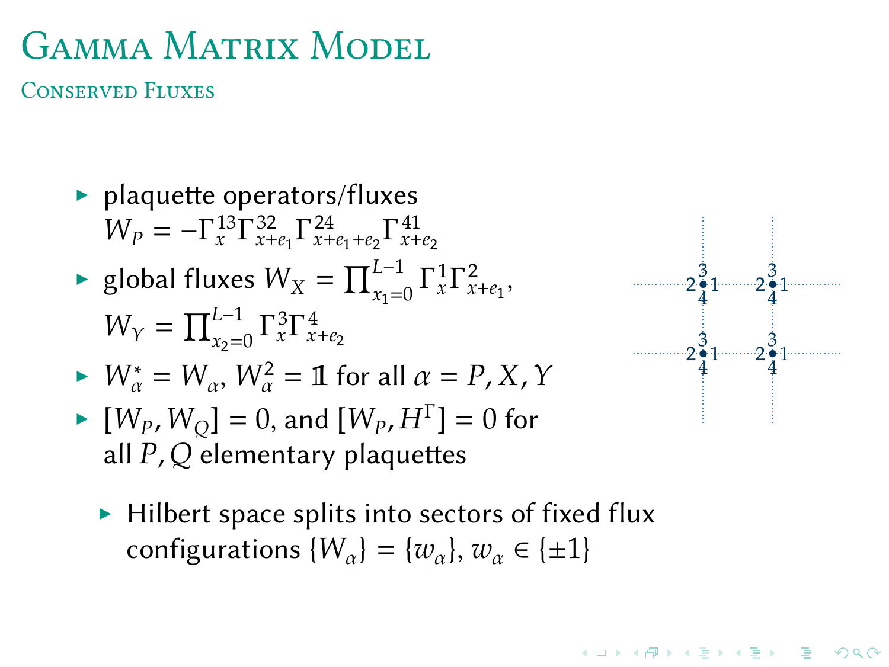# Gamma Matrix Model

## Conserved Fluxes

- plaquette operators/fluxes $W_P = -\Gamma_x^{13}\Gamma_{x+e_1}^{32}\Gamma_{x+e_1+e_2}^{24}\Gamma_{x+e_2}^{41}$
- global fluxes $W_X = \prod_{x_1=0}^{L-1}\Gamma_x^1\Gamma_{x+e_1}^2$, $W_Y = \prod_{x_2=0}^{L-1}\Gamma_x^3\Gamma_{x+e_2}^4$
- $W_\alpha^* = W_\alpha$, $W_\alpha^2 = \mathbb{1}$ for all $\alpha = P, X, Y$
- $[W_P, W_Q] = 0$, and $[W_P, H^\Gamma] = 0$ for all $P, Q$ elementary plaquettes
  - Hilbert space splits into sectors of fixed flux configurations $\{W_\alpha\} = \{w_\alpha\}$, $w_\alpha \in \{\pm 1\}$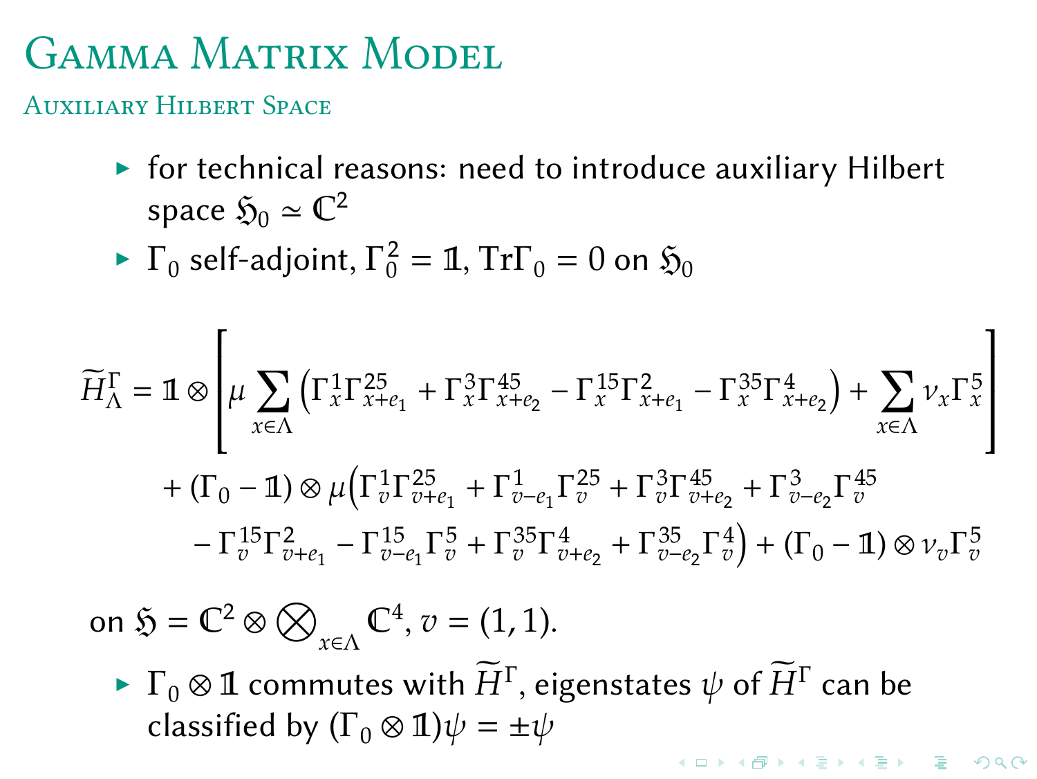# Gamma Matrix Model

## Auxiliary Hilbert Space

- for technical reasons: need to introduce auxiliary Hilbert space $\mathfrak{H}_0 \simeq \mathbb{C}^2$
- $\Gamma_0$ self-adjoint, $\Gamma_0^2 = \mathbb{1}$, $\mathrm{Tr}\Gamma_0 = 0$ on $\mathfrak{H}_0$

$$
\begin{aligned}
\widetilde{H}_\Lambda^\Gamma = \mathbb{1} \otimes \Bigg[ & \mu \sum_{x\in\Lambda} \left( \Gamma_x^1 \Gamma_{x+e_1}^{25} + \Gamma_x^3 \Gamma_{x+e_2}^{45} - \Gamma_x^{15} \Gamma_{x+e_1}^2 - \Gamma_x^{35} \Gamma_{x+e_2}^4 \right) + \sum_{x\in\Lambda} \nu_x \Gamma_x^5 \Bigg] \\
& + (\Gamma_0 - \mathbb{1}) \otimes \mu \Big( \Gamma_v^1 \Gamma_{v+e_1}^{25} + \Gamma_{v-e_1}^1 \Gamma_v^{25} + \Gamma_v^3 \Gamma_{v+e_2}^{45} + \Gamma_{v-e_2}^3 \Gamma_v^{45} \\
& \quad - \Gamma_v^{15} \Gamma_{v+e_1}^2 - \Gamma_{v-e_1}^{15} \Gamma_v^5 + \Gamma_v^{35} \Gamma_{v+e_2}^4 + \Gamma_{v-e_2}^{35} \Gamma_v^4 \Big) + (\Gamma_0 - \mathbb{1}) \otimes \nu_v \Gamma_v^5
\end{aligned}
$$

on $\mathfrak{H} = \mathbb{C}^2 \otimes \bigotimes_{x\in\Lambda} \mathbb{C}^4$, $v = (1,1)$.

- $\Gamma_0 \otimes \mathbb{1}$ commutes with $\widetilde{H}^\Gamma$, eigenstates $\psi$ of $\widetilde{H}^\Gamma$ can be classified by $(\Gamma_0 \otimes \mathbb{1})\psi = \pm\psi$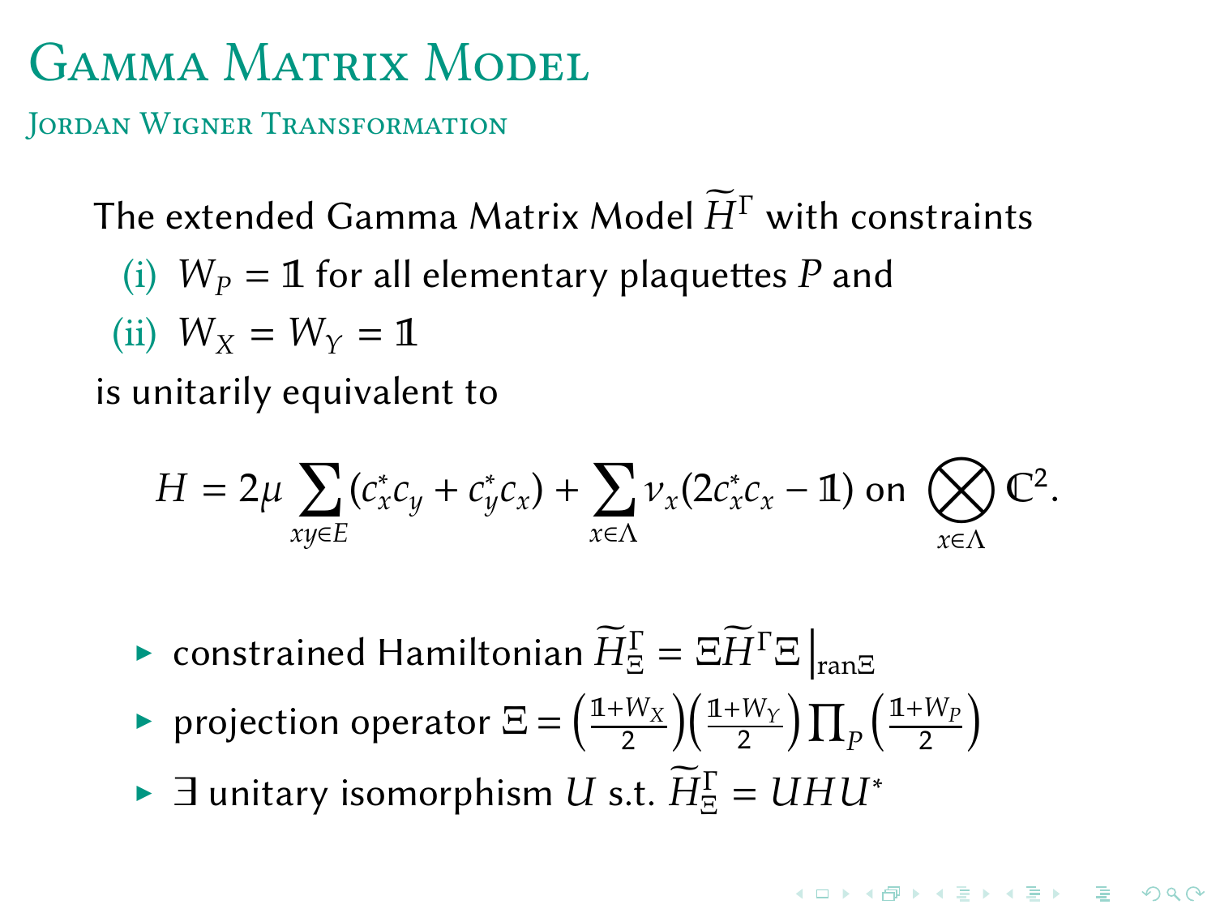# Gamma Matrix Model

## Jordan Wigner Transformation

The extended Gamma Matrix Model $\widetilde{H}^{\Gamma}$ with constraints

(i) $W_P = \mathbb{1}$ for all elementary plaquettes $P$ and

(ii) $W_X = W_Y = \mathbb{1}$

is unitarily equivalent to

$$H = 2\mu \sum_{xy \in E} (c_x^* c_y + c_y^* c_x) + \sum_{x \in \Lambda} \nu_x (2c_x^* c_x - \mathbb{1}) \text{ on } \bigotimes_{x \in \Lambda} \mathbb{C}^2.$$

- constrained Hamiltonian $\widetilde{H}^{\Gamma}_{\Xi} = \Xi \widetilde{H}^{\Gamma} \Xi \big|_{\operatorname{ran} \Xi}$
- projection operator $\Xi = \left(\frac{\mathbb{1}+W_X}{2}\right)\left(\frac{\mathbb{1}+W_Y}{2}\right)\prod_P \left(\frac{\mathbb{1}+W_P}{2}\right)$
- $\exists$ unitary isomorphism $U$ s.t. $\widetilde{H}^{\Gamma}_{\Xi} = U H U^*$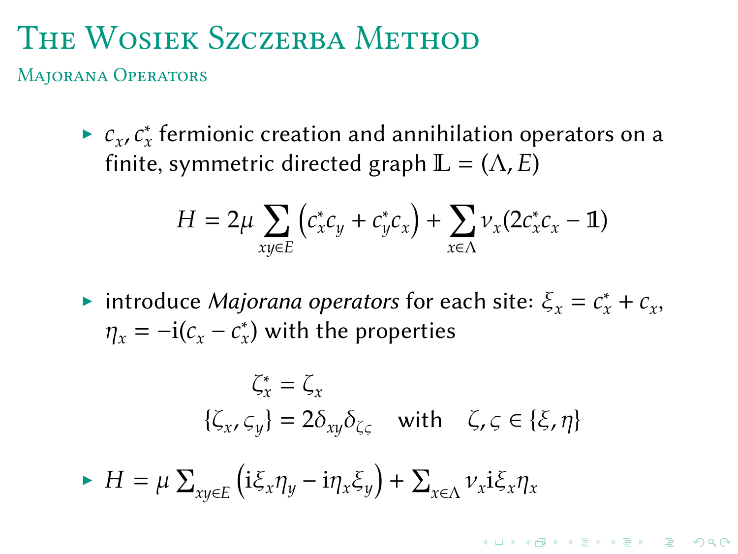# The Wosiek Szczerba Method

## Majorana Operators

- $c_x, c_x^*$ fermionic creation and annihilation operators on a finite, symmetric directed graph $\mathbb{L} = (\Lambda, E)$

$$H = 2\mu \sum_{xy \in E} \left( c_x^* c_y + c_y^* c_x \right) + \sum_{x \in \Lambda} \nu_x (2 c_x^* c_x - \mathbb{1})$$

- introduce *Majorana operators* for each site: $\xi_x = c_x^* + c_x$, $\eta_x = -\mathrm{i}(c_x - c_x^*)$ with the properties

$$\zeta_x^* = \zeta_x$$
$$\{\zeta_x, \varsigma_y\} = 2\delta_{xy}\delta_{\zeta\varsigma} \quad \text{with} \quad \zeta, \varsigma \in \{\xi, \eta\}$$

- $H = \mu \sum_{xy \in E} \left( \mathrm{i}\xi_x \eta_y - \mathrm{i}\eta_x \xi_y \right) + \sum_{x \in \Lambda} \nu_x \mathrm{i} \xi_x \eta_x$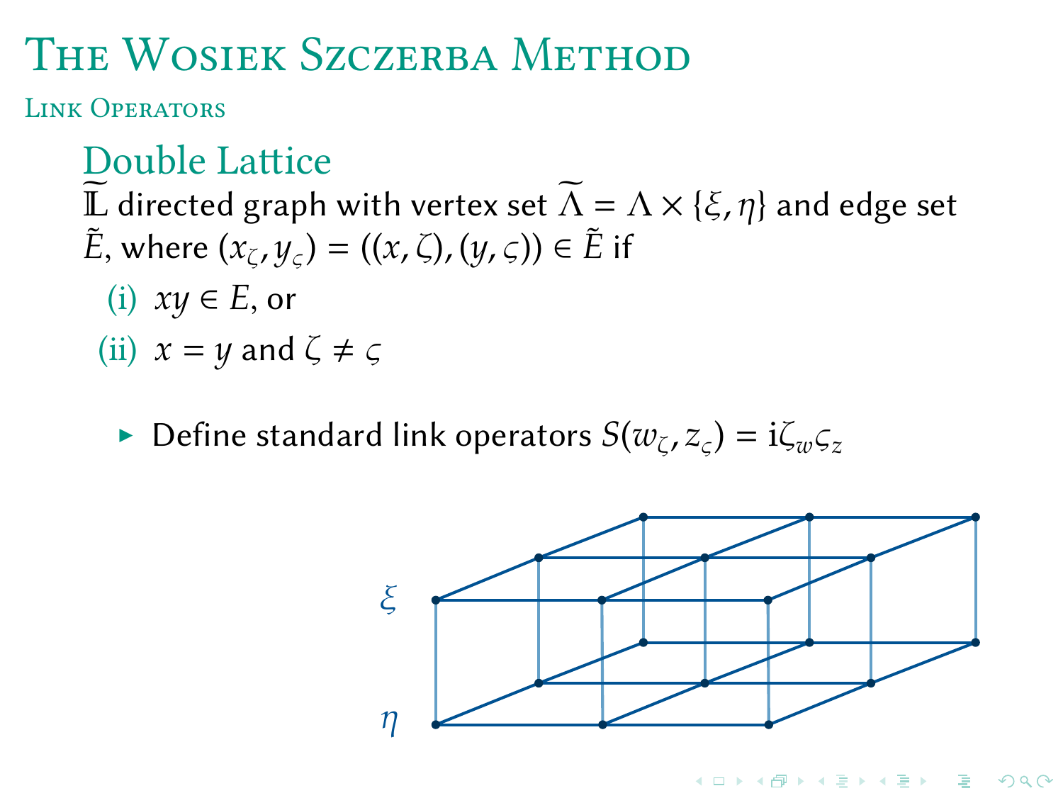# The Wosiek Szczerba Method

## Link Operators

### Double Lattice

$\widetilde{\mathbb{L}}$ directed graph with vertex set $\widetilde{\Lambda} = \Lambda \times \{\xi, \eta\}$ and edge set $\tilde{E}$, where $(x_\zeta, y_\varsigma) = ((x, \zeta), (y, \varsigma)) \in \tilde{E}$ if

(i) $xy \in E$, or

(ii) $x = y$ and $\zeta \neq \varsigma$

- Define standard link operators $S(w_\zeta, z_\varsigma) = \mathrm{i}\zeta_w \varsigma_z$

$\xi$

$\eta$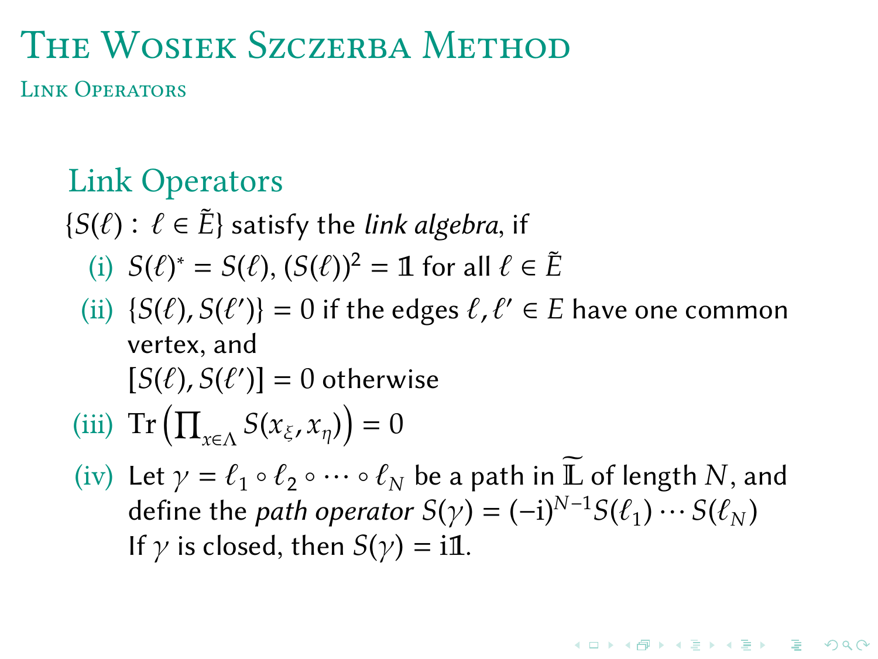# The Wosiek Szczerba Method

## Link Operators

### Link Operators

$\{S(\ell) : \ell \in \tilde{E}\}$ satisfy the *link algebra*, if

(i) $S(\ell)^* = S(\ell)$, $(S(\ell))^2 = \mathbb{1}$ for all $\ell \in \tilde{E}$

(ii) $\{S(\ell), S(\ell')\} = 0$ if the edges $\ell, \ell' \in E$ have one common vertex, and
$[S(\ell), S(\ell')] = 0$ otherwise

(iii) $\mathrm{Tr}\left(\prod_{x\in\Lambda} S(x_\xi, x_\eta)\right) = 0$

(iv) Let $\gamma = \ell_1 \circ \ell_2 \circ \cdots \circ \ell_N$ be a path in $\widetilde{\mathbb{L}}$ of length $N$, and define the *path operator* $S(\gamma) = (-\mathrm{i})^{N-1} S(\ell_1) \cdots S(\ell_N)$
If $\gamma$ is closed, then $S(\gamma) = \mathrm{i}\mathbb{1}$.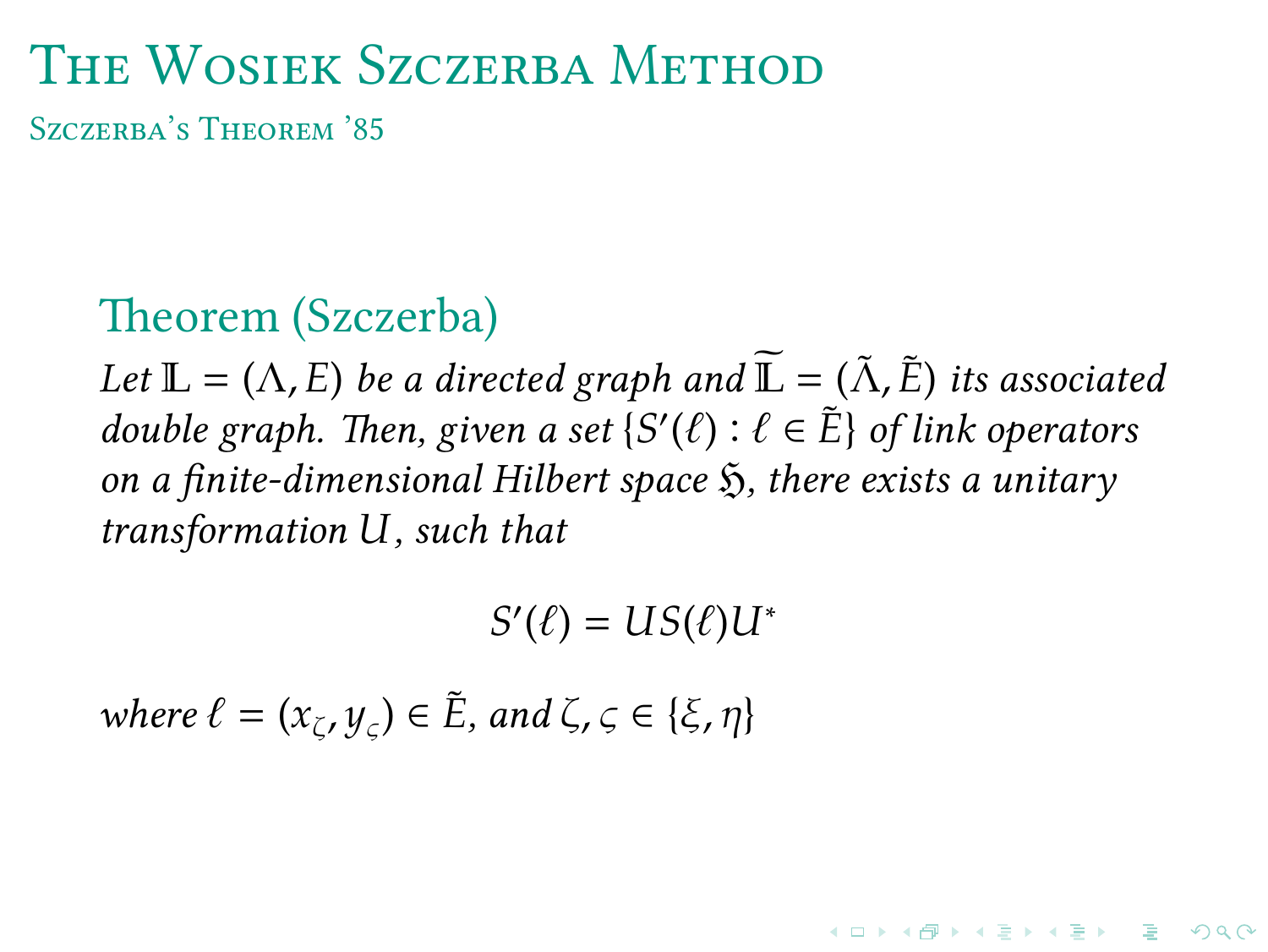# The Wosiek Szczerba Method

## Szczerba's Theorem '85

### Theorem (Szczerba)

*Let $\mathbb{L} = (\Lambda, E)$ be a directed graph and $\widetilde{\mathbb{L}} = (\tilde{\Lambda}, \tilde{E})$ its associated double graph. Then, given a set $\{S'(\ell) : \ell \in \tilde{E}\}$ of link operators on a finite-dimensional Hilbert space $\mathfrak{H}$, there exists a unitary transformation $U$, such that*

$$S'(\ell) = US(\ell)U^*$$

*where $\ell = (x_\zeta, y_\varsigma) \in \tilde{E}$, and $\zeta, \varsigma \in \{\xi, \eta\}$*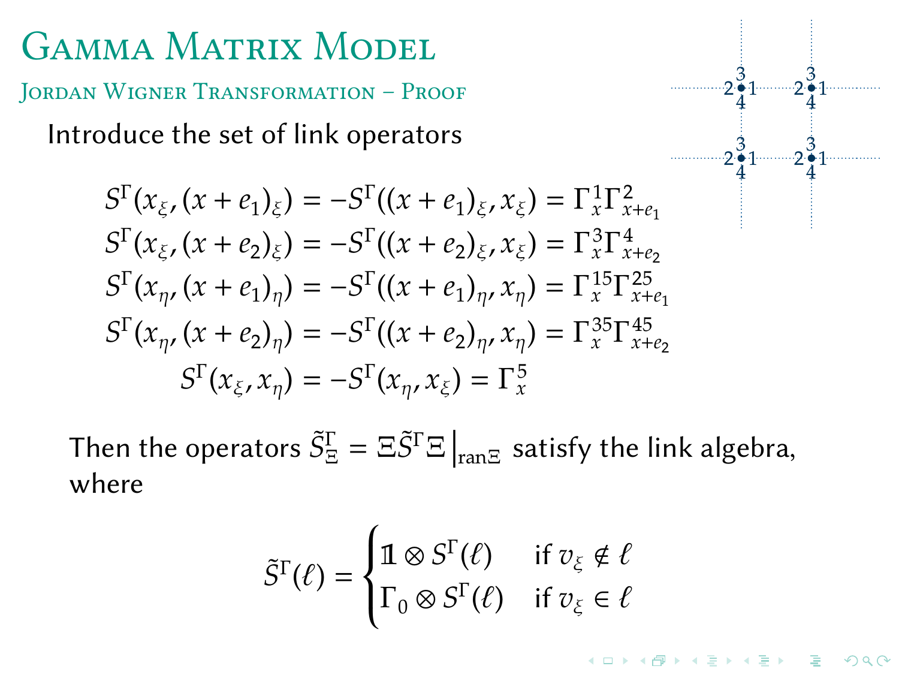# Gamma Matrix Model

## Jordan Wigner Transformation – Proof

Introduce the set of link operators

$$
\begin{aligned}
S^\Gamma(x_\xi, (x+e_1)_\xi) &= -S^\Gamma((x+e_1)_\xi, x_\xi) = \Gamma_x^1 \Gamma_{x+e_1}^2 \\
S^\Gamma(x_\xi, (x+e_2)_\xi) &= -S^\Gamma((x+e_2)_\xi, x_\xi) = \Gamma_x^3 \Gamma_{x+e_2}^4 \\
S^\Gamma(x_\eta, (x+e_1)_\eta) &= -S^\Gamma((x+e_1)_\eta, x_\eta) = \Gamma_x^{15} \Gamma_{x+e_1}^{25} \\
S^\Gamma(x_\eta, (x+e_2)_\eta) &= -S^\Gamma((x+e_2)_\eta, x_\eta) = \Gamma_x^{35} \Gamma_{x+e_2}^{45} \\
S^\Gamma(x_\xi, x_\eta) &= -S^\Gamma(x_\eta, x_\xi) = \Gamma_x^5
\end{aligned}
$$

Then the operators $\tilde{S}^\Gamma_\Xi = \Xi \tilde{S}^\Gamma \Xi \big|_{\mathrm{ran}\,\Xi}$ satisfy the link algebra, where

$$
\tilde{S}^\Gamma(\ell) = \begin{cases} \mathbb{1} \otimes S^\Gamma(\ell) & \text{if } v_\xi \notin \ell \\ \Gamma_0 \otimes S^\Gamma(\ell) & \text{if } v_\xi \in \ell \end{cases}
$$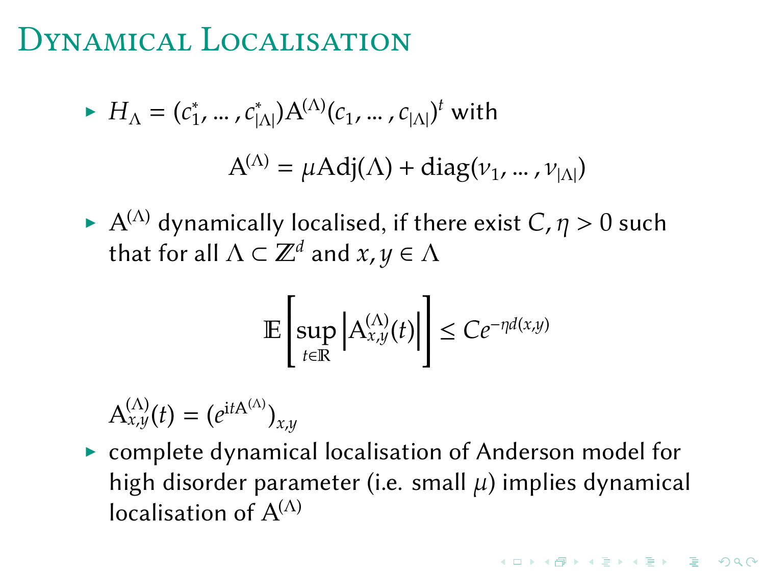# Dynamical Localisation

- $H_\Lambda = (c_1^*, \dots, c_{|\Lambda|}^*) \mathrm{A}^{(\Lambda)} (c_1, \dots, c_{|\Lambda|})^t$ with

$$\mathrm{A}^{(\Lambda)} = \mu \mathrm{Adj}(\Lambda) + \mathrm{diag}(\nu_1, \dots, \nu_{|\Lambda|})$$

- $\mathrm{A}^{(\Lambda)}$ dynamically localised, if there exist $C, \eta > 0$ such that for all $\Lambda \subset \mathbb{Z}^d$ and $x, y \in \Lambda$

$$\mathbb{E}\left[\sup_{t \in \mathbb{R}} \left| \mathrm{A}_{x,y}^{(\Lambda)}(t) \right| \right] \leq C e^{-\eta d(x,y)}$$

$\mathrm{A}_{x,y}^{(\Lambda)}(t) = (e^{\mathrm{i} t \mathrm{A}^{(\Lambda)}})_{x,y}$

- complete dynamical localisation of Anderson model for high disorder parameter (i.e. small $\mu$) implies dynamical localisation of $\mathrm{A}^{(\Lambda)}$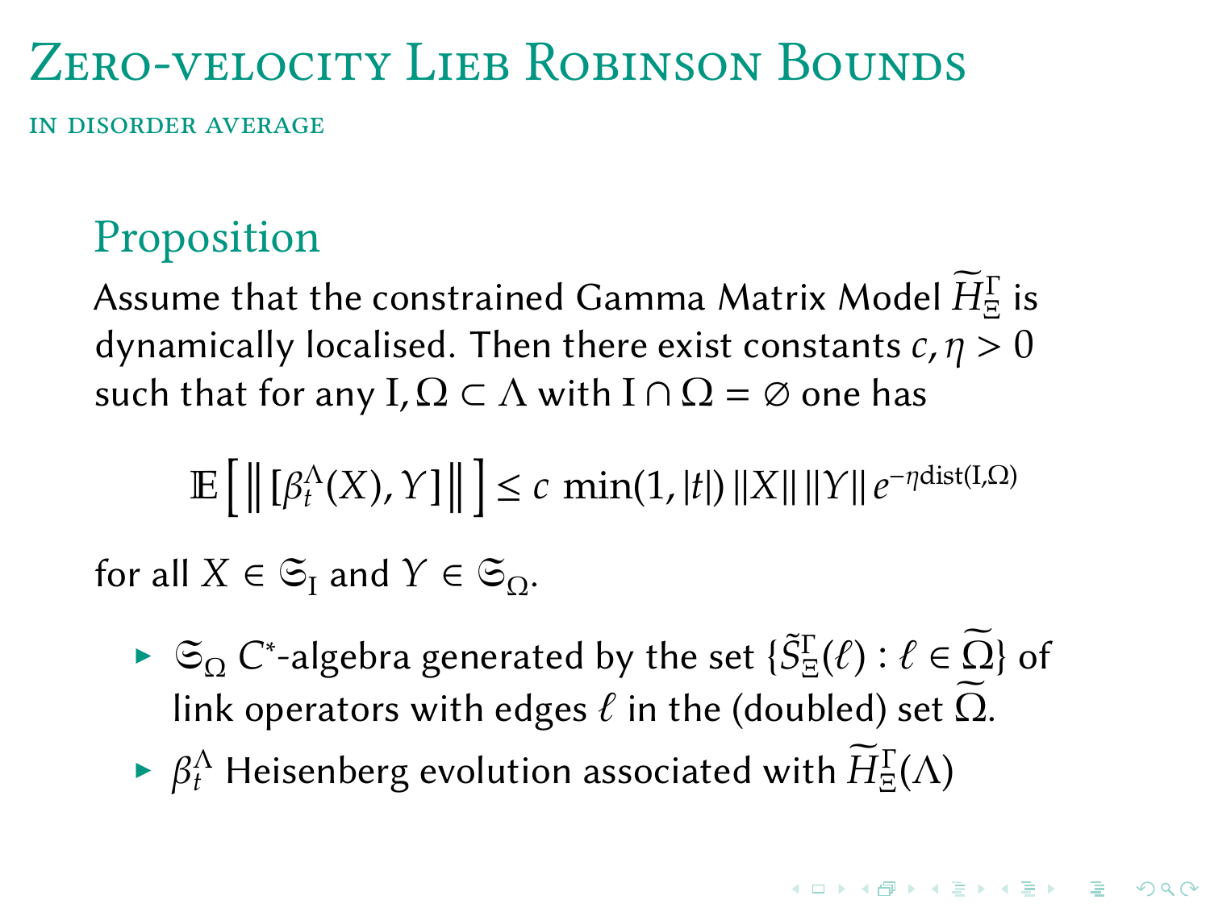# Zero-velocity Lieb Robinson Bounds

in disorder average

## Proposition

Assume that the constrained Gamma Matrix Model $\widetilde{H}^{\Gamma}_{\Xi}$ is dynamically localised. Then there exist constants $c, \eta > 0$ such that for any $\mathrm{I}, \Omega \subset \Lambda$ with $\mathrm{I} \cap \Omega = \varnothing$ one has

$$\mathbb{E}\left[ \left\| [\beta_t^{\Lambda}(X), Y] \right\| \right] \leq c \, \min(1, |t|) \, \|X\| \, \|Y\| \, e^{-\eta \mathrm{dist}(\mathrm{I}, \Omega)}$$

for all $X \in \mathfrak{S}_{\mathrm{I}}$ and $Y \in \mathfrak{S}_{\Omega}$.

- $\mathfrak{S}_{\Omega}$ $C^*$-algebra generated by the set $\{\tilde{S}^{\Gamma}_{\Xi}(\ell) : \ell \in \widetilde{\Omega}\}$ of link operators with edges $\ell$ in the (doubled) set $\widetilde{\Omega}$.
- $\beta_t^{\Lambda}$ Heisenberg evolution associated with $\widetilde{H}^{\Gamma}_{\Xi}(\Lambda)$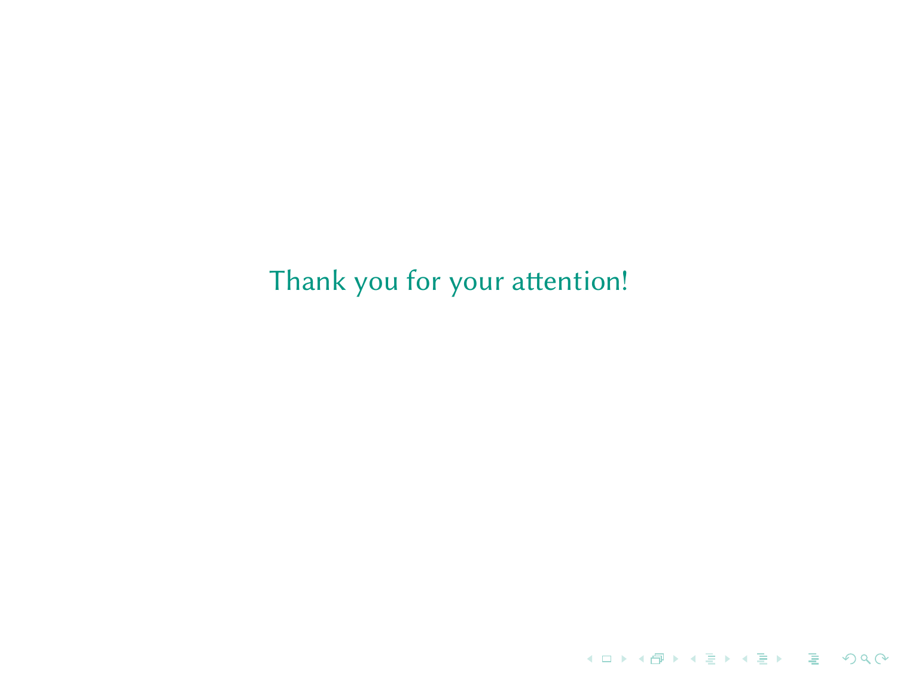Thank you for your attention!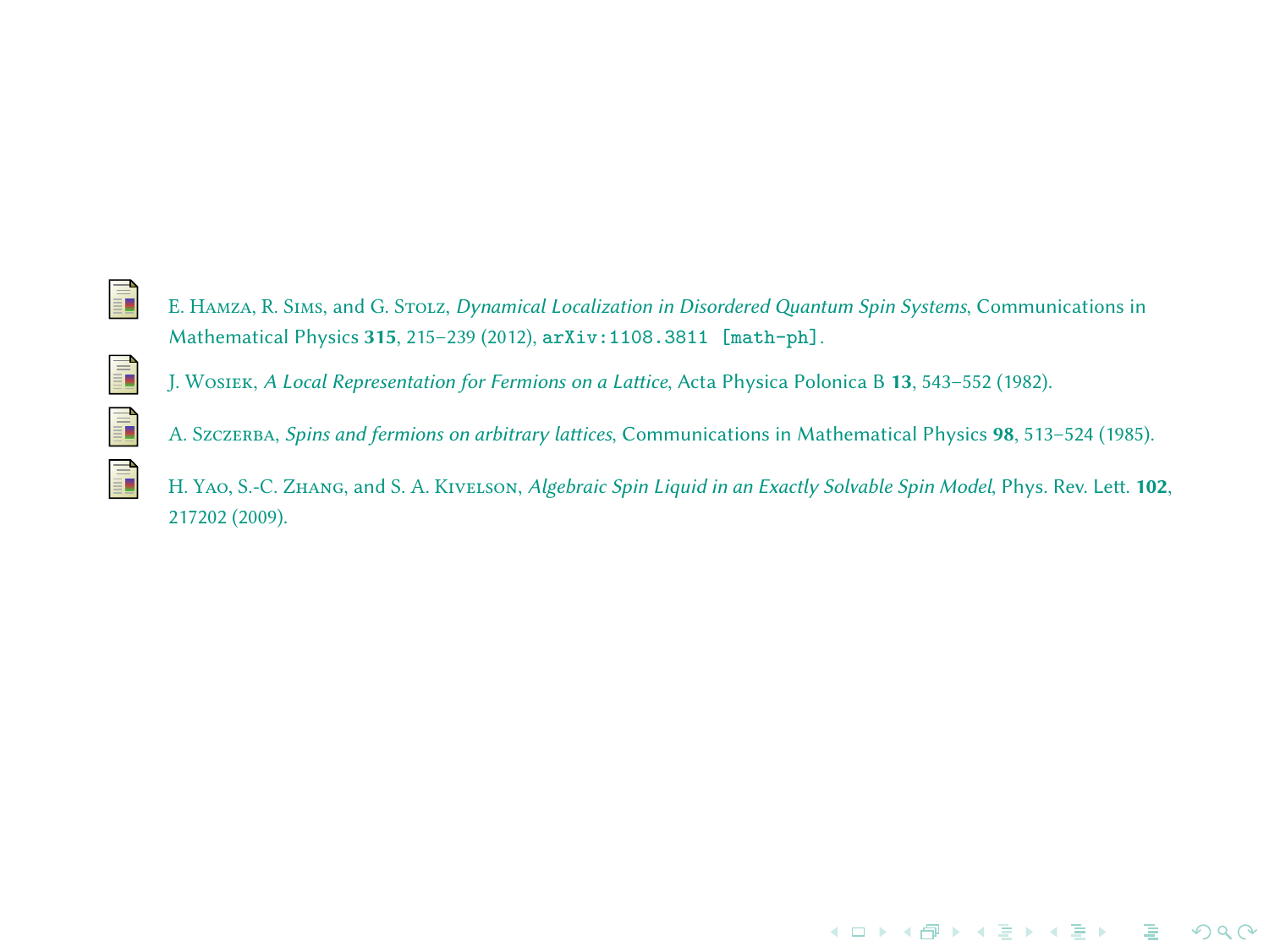- E. Hamza, R. Sims, and G. Stolz, *Dynamical Localization in Disordered Quantum Spin Systems*, Communications in Mathematical Physics **315**, 215–239 (2012), `arXiv:1108.3811 [math-ph]`.
- J. Wosiek, *A Local Representation for Fermions on a Lattice*, Acta Physica Polonica B **13**, 543–552 (1982).
- A. Szczerba, *Spins and fermions on arbitrary lattices*, Communications in Mathematical Physics **98**, 513–524 (1985).
- H. Yao, S.-C. Zhang, and S. A. Kivelson, *Algebraic Spin Liquid in an Exactly Solvable Spin Model*, Phys. Rev. Lett. **102**, 217202 (2009).